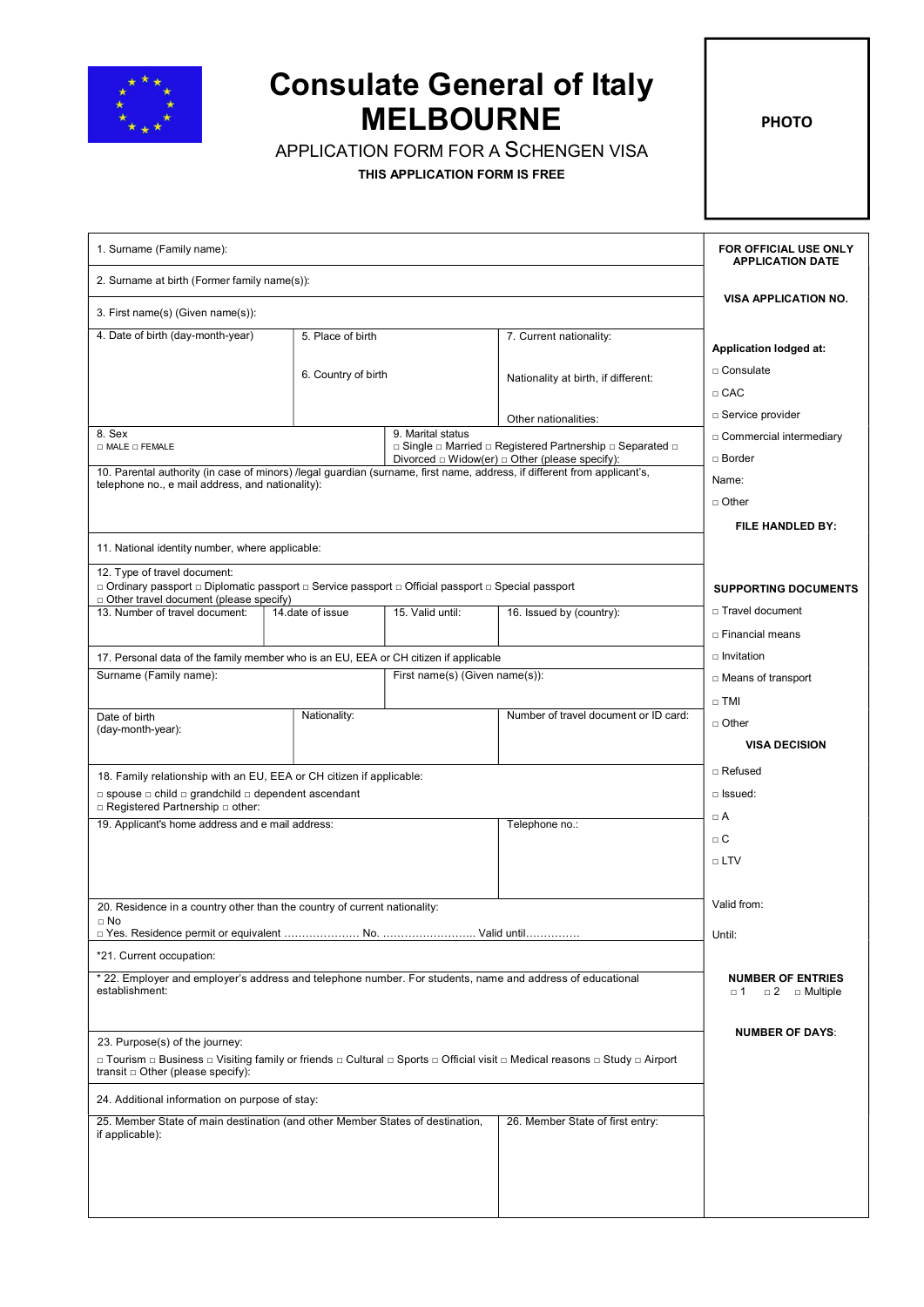# Consulate General of Italy
# MELBOURNE

APPLICATION FORM FOR A SCHENGEN VISA

**THIS APPLICATION FORM IS FREE**

**PHOTO**

1. Surname (Family name):

2. Surname at birth (Former family name(s)):

3. First name(s) (Given name(s)):

| 4. Date of birth (day-month-year) | 5. Place of birth | 7. Current nationality: |
|---|---|---|
| | 6. Country of birth | Nationality at birth, if different: |
| | | Other nationalities: |

8. Sex
□ MALE □ FEMALE

9. Marital status
□ Single □ Married □ Registered Partnership □ Separated □ Divorced □ Widow(er) □ Other (please specify):

10. Parental authority (in case of minors) /legal guardian (surname, first name, address, if different from applicant's, telephone no., e mail address, and nationality):

11. National identity number, where applicable:

12. Type of travel document:
□ Ordinary passport □ Diplomatic passport □ Service passport □ Official passport □ Special passport
□ Other travel document (please specify)

| 13. Number of travel document: | 14.date of issue | 15. Valid until: | 16. Issued by (country): |
|---|---|---|---|
| | | | |

17. Personal data of the family member who is an EU, EEA or CH citizen if applicable

| Surname (Family name): | First name(s) (Given name(s)): | |
|---|---|---|
| Date of birth (day-month-year): | Nationality: | Number of travel document or ID card: |

18. Family relationship with an EU, EEA or CH citizen if applicable:
□ spouse □ child □ grandchild □ dependent ascendant
□ Registered Partnership □ other:

| 19. Applicant's home address and e mail address: | Telephone no.: |
|---|---|
| | |

20. Residence in a country other than the country of current nationality:
□ No
□ Yes. Residence permit or equivalent ………………… No. …………………….. Valid until……………

*21. Current occupation:

* 22. Employer and employer's address and telephone number. For students, name and address of educational establishment:

23. Purpose(s) of the journey:
□ Tourism □ Business □ Visiting family or friends □ Cultural □ Sports □ Official visit □ Medical reasons □ Study □ Airport transit □ Other (please specify):

24. Additional information on purpose of stay:

| 25. Member State of main destination (and other Member States of destination, if applicable): | 26. Member State of first entry: |
|---|---|
| | |

**FOR OFFICIAL USE ONLY**
**APPLICATION DATE**

**VISA APPLICATION NO.**

**Application lodged at:**
□ Consulate
□ CAC
□ Service provider
□ Commercial intermediary
□ Border
Name:
□ Other

**FILE HANDLED BY:**

**SUPPORTING DOCUMENTS**
□ Travel document
□ Financial means
□ Invitation
□ Means of transport
□ TMI
□ Other

**VISA DECISION**
□ Refused
□ Issued:
□ A
□ C
□ LTV

Valid from:

Until:

**NUMBER OF ENTRIES**
□ 1 □ 2 □ Multiple

**NUMBER OF DAYS**: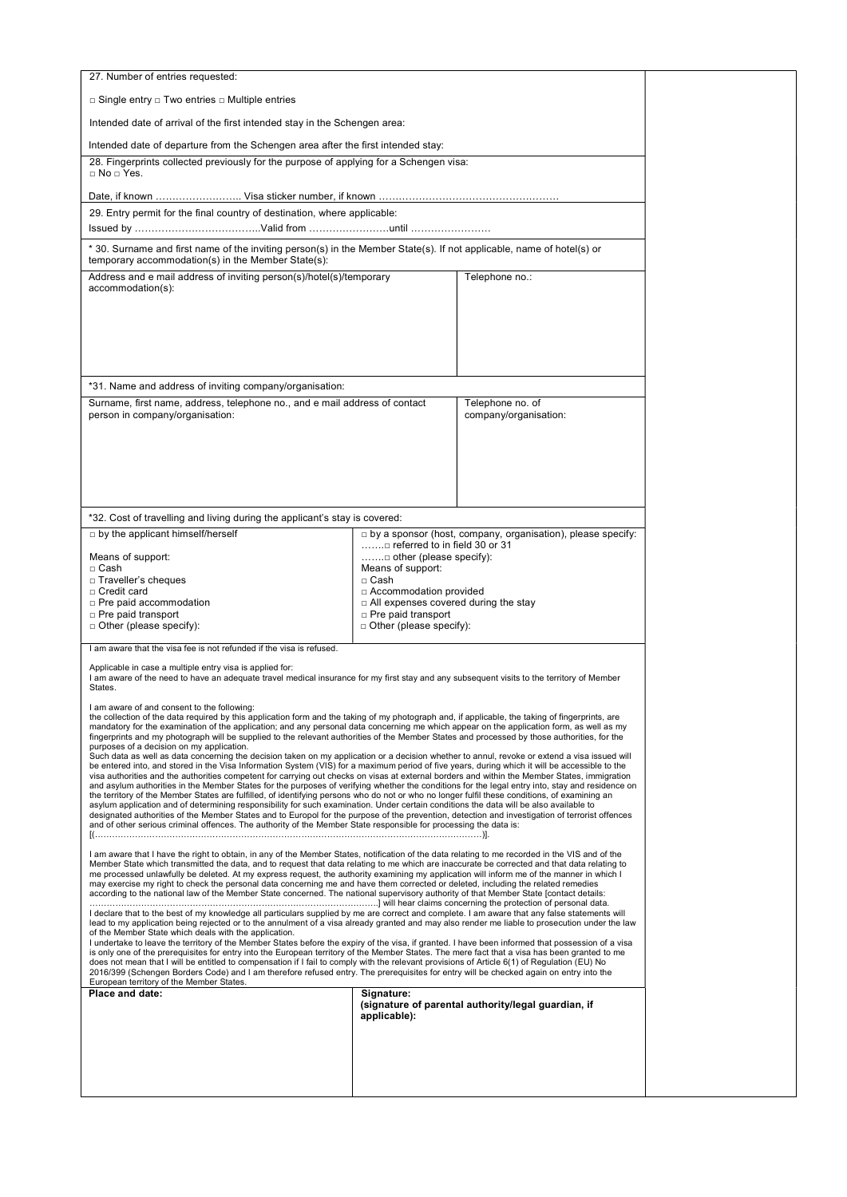27. Number of entries requested:

□ Single entry □ Two entries □ Multiple entries

Intended date of arrival of the first intended stay in the Schengen area:

Intended date of departure from the Schengen area after the first intended stay:

28. Fingerprints collected previously for the purpose of applying for a Schengen visa:
□ No □ Yes.

Date, if known …………………….. Visa sticker number, if known ………………………………………………

29. Entry permit for the final country of destination, where applicable:

Issued by ……………………………….Valid from ……………………until ……………………

\* 30. Surname and first name of the inviting person(s) in the Member State(s). If not applicable, name of hotel(s) or temporary accommodation(s) in the Member State(s):

| Address and e mail address of inviting person(s)/hotel(s)/temporary accommodation(s): | Telephone no.: |
|---|---|

\*31. Name and address of inviting company/organisation:

| Surname, first name, address, telephone no., and e mail address of contact person in company/organisation: | Telephone no. of company/organisation: |
|---|---|

\*32. Cost of travelling and living during the applicant's stay is covered:

| □ by the applicant himself/herself | □ by a sponsor (host, company, organisation), please specify: |
|---|---|
| | …….□ referred to in field 30 or 31 |
| | …….□ other (please specify): |
| Means of support: | Means of support: |
| □ Cash | □ Cash |
| □ Traveller's cheques | □ Accommodation provided |
| □ Credit card | □ All expenses covered during the stay |
| □ Pre paid accommodation | □ Pre paid transport |
| □ Pre paid transport | □ Other (please specify): |
| □ Other (please specify): | |

I am aware that the visa fee is not refunded if the visa is refused.

Applicable in case a multiple entry visa is applied for:
I am aware of the need to have an adequate travel medical insurance for my first stay and any subsequent visits to the territory of Member States.

I am aware of and consent to the following:
the collection of the data required by this application form and the taking of my photograph and, if applicable, the taking of fingerprints, are mandatory for the examination of the application; and any personal data concerning me which appear on the application form, as well as my fingerprints and my photograph will be supplied to the relevant authorities of the Member States and processed by those authorities, for the purposes of a decision on my application.
Such data as well as data concerning the decision taken on my application or a decision whether to annul, revoke or extend a visa issued will be entered into, and stored in the Visa Information System (VIS) for a maximum period of five years, during which it will be accessible to the visa authorities and the authorities competent for carrying out checks on visas at external borders and within the Member States, immigration and asylum authorities in the Member States for the purposes of verifying whether the conditions for the legal entry into, stay and residence on the territory of the Member States are fulfilled, of identifying persons who do not or who no longer fulfil these conditions, of examining an asylum application and of determining responsibility for such examination. Under certain conditions the data will be also available to designated authorities of the Member States and to Europol for the purpose of the prevention, detection and investigation of terrorist offences and of other serious criminal offences. The authority of the Member State responsible for processing the data is:
[(……………………………………………………………………………………………………………….)].

I am aware that I have the right to obtain, in any of the Member States, notification of the data relating to me recorded in the VIS and of the Member State which transmitted the data, and to request that data relating to me which are inaccurate be corrected and that data relating to me processed unlawfully be deleted. At my express request, the authority examining my application will inform me of the manner in which I may exercise my right to check the personal data concerning me and have them corrected or deleted, including the related remedies according to the national law of the Member State concerned. The national supervisory authority of that Member State [contact details: ……………………………………………………………………………….] will hear claims concerning the protection of personal data.
I declare that to the best of my knowledge all particulars supplied by me are correct and complete. I am aware that any false statements will lead to my application being rejected or to the annulment of a visa already granted and may also render me liable to prosecution under the law of the Member State which deals with the application.
I undertake to leave the territory of the Member States before the expiry of the visa, if granted. I have been informed that possession of a visa is only one of the prerequisites for entry into the European territory of the Member States. The mere fact that a visa has been granted to me does not mean that I will be entitled to compensation if I fail to comply with the relevant provisions of Article 6(1) of Regulation (EU) No 2016/399 (Schengen Borders Code) and I am therefore refused entry. The prerequisites for entry will be checked again on entry into the European territory of the Member States.

| **Place and date:** | **Signature: (signature of parental authority/legal guardian, if applicable):** |
|---|---|